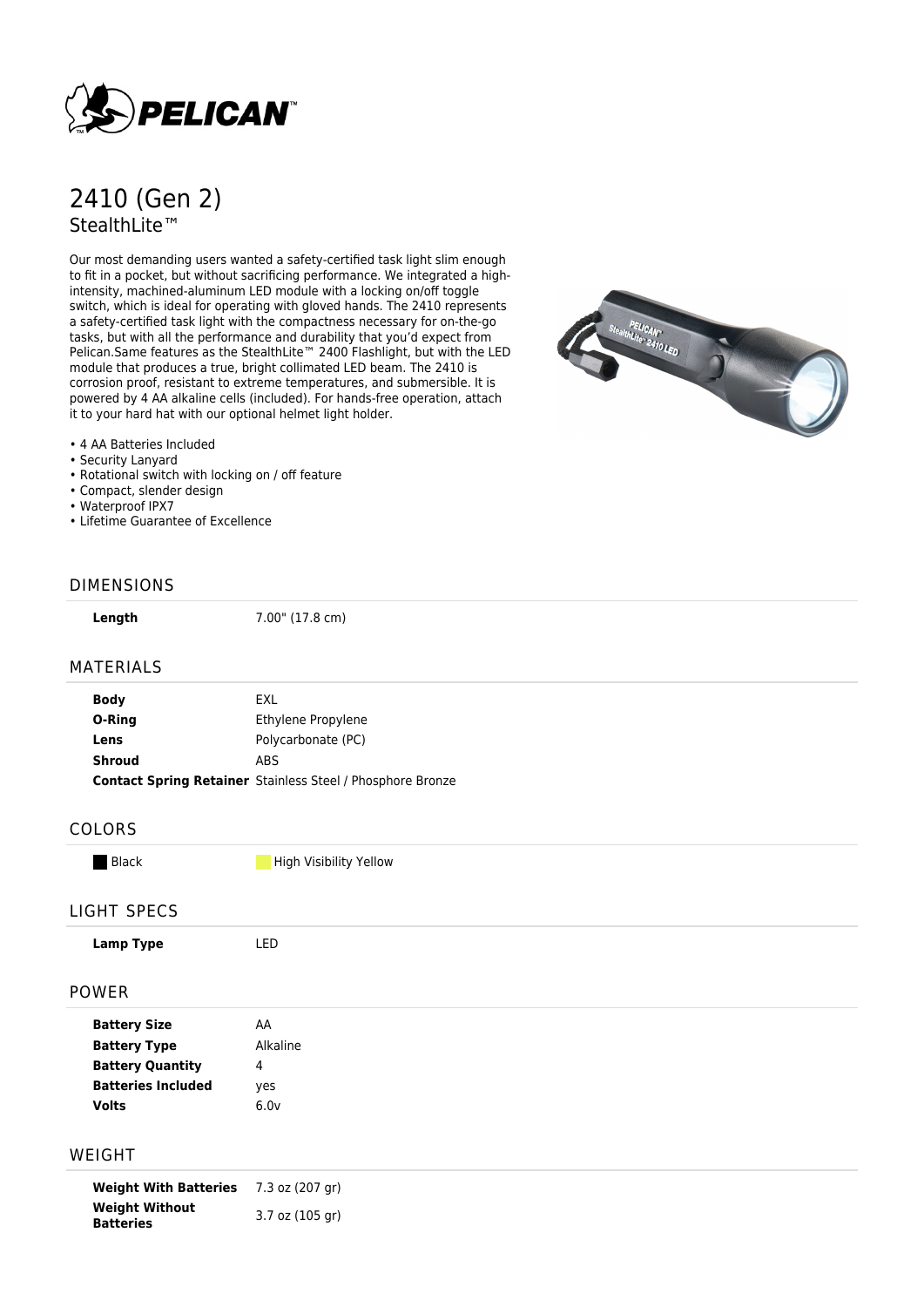# 2410 (Gen 2)

StealthLite™

Our most demanding users wanted a safety-certified task light slim enough to fit in a pocket, but without sacrificing performance. We integrated a high-intensity, machined-aluminum LED module with a locking on/off toggle switch, which is ideal for operating with gloved hands. The 2410 represents a safety-certified task light with the compactness necessary for on-the-go tasks, but with all the performance and durability that you'd expect from Pelican.Same features as the StealthLite™ 2400 Flashlight, but with the LED module that produces a true, bright collimated LED beam. The 2410 is corrosion proof, resistant to extreme temperatures, and submersible. It is powered by 4 AA alkaline cells (included). For hands-free operation, attach it to your hard hat with our optional helmet light holder.

- 4 AA Batteries Included
- Security Lanyard
- Rotational switch with locking on / off feature
- Compact, slender design
- Waterproof IPX7
- Lifetime Guarantee of Excellence

## DIMENSIONS

| | |
|---|---|
| **Length** | 7.00" (17.8 cm) |

## MATERIALS

| | |
|---|---|
| **Body** | EXL |
| **O-Ring** | Ethylene Propylene |
| **Lens** | Polycarbonate (PC) |
| **Shroud** | ABS |
| **Contact Spring Retainer** | Stainless Steel / Phosphore Bronze |

## COLORS

Black

High Visibility Yellow

## LIGHT SPECS

| | |
|---|---|
| **Lamp Type** | LED |

## POWER

| | |
|---|---|
| **Battery Size** | AA |
| **Battery Type** | Alkaline |
| **Battery Quantity** | 4 |
| **Batteries Included** | yes |
| **Volts** | 6.0v |

## WEIGHT

| | |
|---|---|
| **Weight With Batteries** | 7.3 oz (207 gr) |
| **Weight Without Batteries** | 3.7 oz (105 gr) |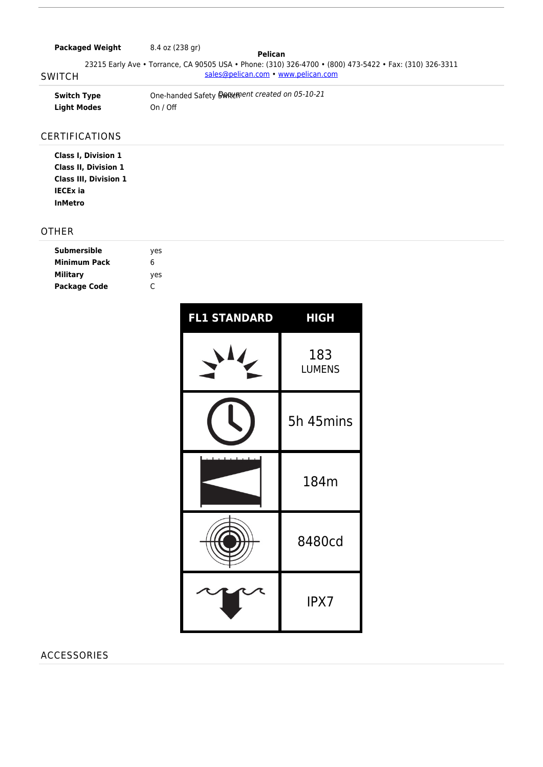| | |
|---|---|
| **Packaged Weight** | 8.4 oz (238 gr) |

## SWITCH

| | |
|---|---|
| **Switch Type** | One-handed Safety Switch |
| **Light Modes** | On / Off |

## CERTIFICATIONS

**Class I, Division 1**
**Class II, Division 1**
**Class III, Division 1**
**IECEx ia**
**InMetro**

## OTHER

| | |
|---|---|
| **Submersible** | yes |
| **Minimum Pack** | 6 |
| **Military** | yes |
| **Package Code** | C |

| FL1 STANDARD | HIGH |
|---|---|
| | 183 LUMENS |
| | 5h 45mins |
| | 184m |
| | 8480cd |
| | IPX7 |

## ACCESSORIES